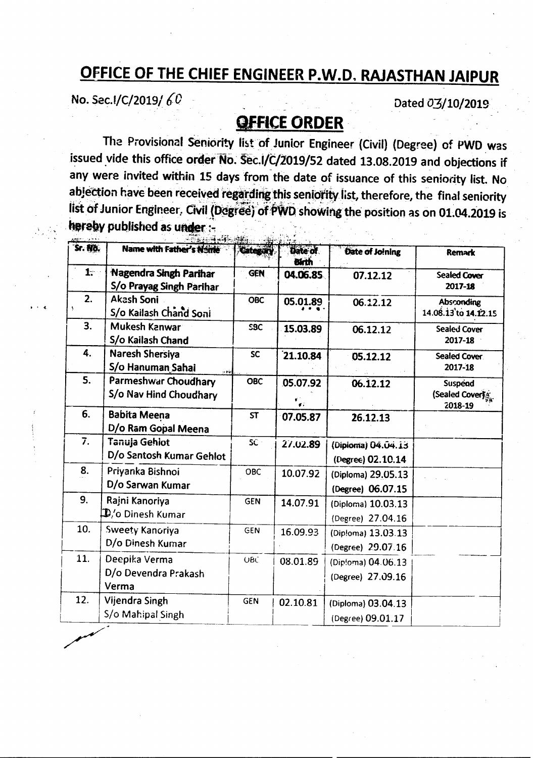# OFFICE OF THE CHIEF ENGINEER P.W.D. RAJASTHAN JAIPUR

No. Sec.I/C/2019/ 60 Dated 03/10/2019

## OFFICE ORDER

The Provisional Seniority list of Junior Engineer (Civil) (Degree) of PWD was issued vide this office order No. Sec.I/C/2019/52 dated 13.08.2019 and objections if any were invited within 15 days from the date of issuance of this seniority list. No abjection have been received regarding this seniority list, therefore, the final seniority list of Junior Engineer, Civil (Degree) of PWD showing the position as on 01.04.2019 is hereby published as under :-

| Sr. No. | Name with Father's Name | Category | Date of Birth | Date of Joining | Remark |
|---|---|---|---|---|---|
| 1. | Nagendra Singh Parihar S/o Prayag Singh Parihar | GEN | 04.06.85 | 07.12.12 | Sealed Cover 2017-18 |
| 2. | Akash Soni S/o Kailash Chand Soni | OBC | 05.01.89 | 06.12.12 | Absconding 14.08.13 to 14.12.15 |
| 3. | Mukesh Kanwar S/o Kailash Chand | SBC | 15.03.89 | 06.12.12 | Sealed Cover 2017-18 |
| 4. | Naresh Shersiya S/o Hanuman Sahai | SC | 21.10.84 | 05.12.12 | Sealed Cover 2017-18 |
| 5. | Parmeshwar Choudhary S/o Nav Hind Choudhary | OBC | 05.07.92 | 06.12.12 | Suspend (Sealed Cover) 2018-19 |
| 6. | Babita Meena D/o Ram Gopal Meena | ST | 07.05.87 | 26.12.13 | |
| 7. | Tanuja Gehlot D/o Santosh Kumar Gehlot | SC | 27.02.89 | (Diploma) 04.04.13 (Degree) 02.10.14 | |
| 8. | Priyanka Bishnoi D/o Sarwan Kumar | OBC | 10.07.92 | (Diploma) 29.05.13 (Degree) 06.07.15 | |
| 9. | Rajni Kanoriya D/o Dinesh Kumar | GEN | 14.07.91 | (Diploma) 10.03.13 (Degree) 27.04.16 | |
| 10. | Sweety Kanoriya D/o Dinesh Kumar | GEN | 16.09.93 | (Diploma) 13.03.13 (Degree) 29.07.16 | |
| 11. | Deepika Verma D/o Devendra Prakash Verma | OBC | 08.01.89 | (Diploma) 04.06.13 (Degree) 27.09.16 | |
| 12. | Vijendra Singh S/o Mahipal Singh | GEN | 02.10.81 | (Diploma) 03.04.13 (Degree) 09.01.17 | |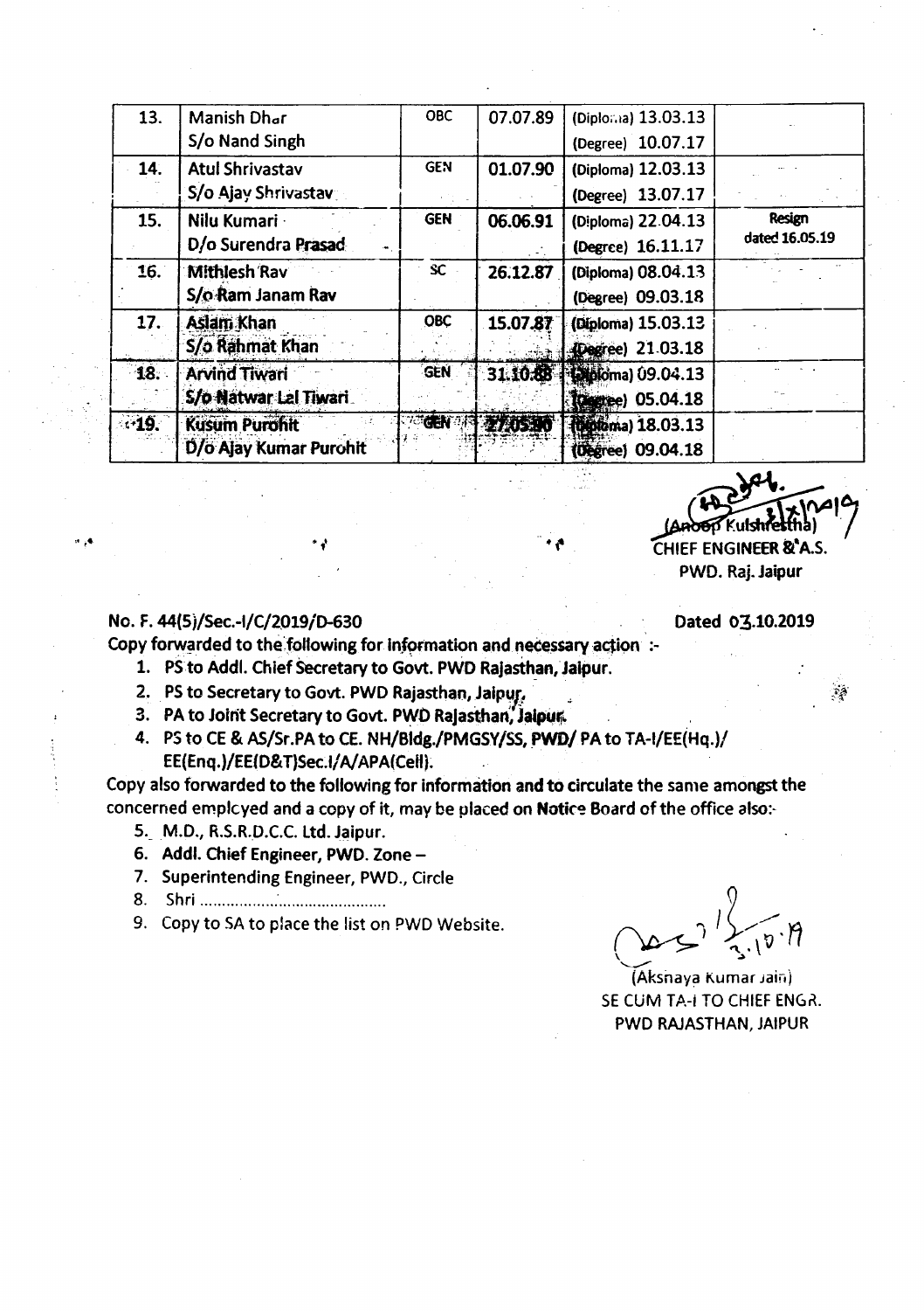| | | | | | |
|---|---|---|---|---|---|
| 13. | Manish Dhar<br>S/o Nand Singh | OBC | 07.07.89 | (Diploma) 13.03.13<br>(Degree) 10.07.17 | |
| 14. | Atul Shrivastav<br>S/o Ajay Shrivastav | GEN | 01.07.90 | (Diploma) 12.03.13<br>(Degree) 13.07.17 | |
| 15. | Nilu Kumari<br>D/o Surendra Prasad | GEN | 06.06.91 | (Diploma) 22.04.13<br>(Degree) 16.11.17 | Resign dated 16.05.19 |
| 16. | Mithlesh Rav<br>S/o Ram Janam Rav | SC | 26.12.87 | (Diploma) 08.04.13<br>(Degree) 09.03.18 | |
| 17. | Aslam Khan<br>S/o Rahmat Khan | OBC | 15.07.87 | (Diploma) 15.03.13<br>(Degree) 21.03.18 | |
| 18. | Arvind Tiwari<br>S/o Natwar Lal Tiwari | GEN | 31.10.88 | (Diploma) 09.04.13<br>(Degree) 05.04.18 | |
| 19. | Kusum Purohit<br>D/o Ajay Kumar Purohit | GEN | 27.05.90 | (Diploma) 18.03.13<br>(Degree) 09.04.18 | |

(Anoop Kulshrestha)
CHIEF ENGINEER & A.S.
PWD. Raj. Jaipur

No. F. 44(5)/Sec.-I/C/2019/D-630 Dated 03.10.2019

Copy forwarded to the following for information and necessary action :-

1. PS to Addl. Chief Secretary to Govt. PWD Rajasthan, Jaipur.
2. PS to Secretary to Govt. PWD Rajasthan, Jaipur.
3. PA to Joint Secretary to Govt. PWD Rajasthan, Jaipur.
4. PS to CE & AS/Sr.PA to CE. NH/Bldg./PMGSY/SS, PWD/ PA to TA-I/EE(Hq.)/ EE(Enq.)/EE(D&T)Sec.I/A/APA(Cell).

Copy also forwarded to the following for information and to circulate the same amongst the concerned employed and a copy of it, may be placed on Notice Board of the office also:-

5. M.D., R.S.R.D.C.C. Ltd. Jaipur.
6. Addl. Chief Engineer, PWD. Zone –
7. Superintending Engineer, PWD., Circle
8. Shri ..........................................
9. Copy to SA to place the list on PWD Website.

(Akshaya Kumar Jain)
SE CUM TA-I TO CHIEF ENGR.
PWD RAJASTHAN, JAIPUR